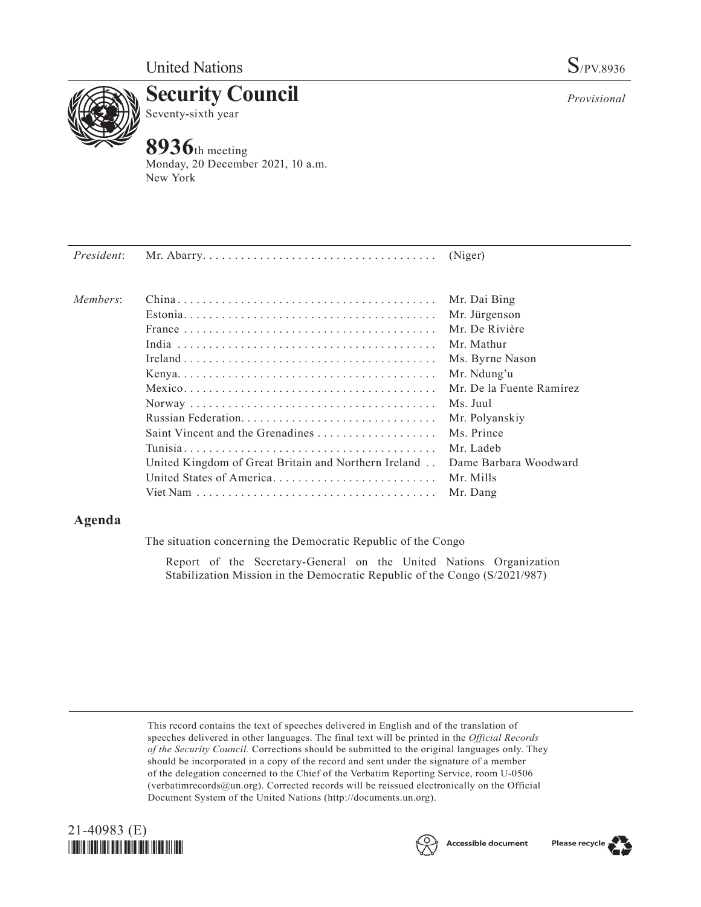United Nations

S/PV.8936

# Security Council

Seventy-sixth year

*Provisional*

## 8936th meeting

Monday, 20 December 2021, 10 a.m.
New York

| | | |
|---|---|---|
| *President*: | Mr. Abarry | (Niger) |
| *Members*: | China | Mr. Dai Bing |
| | Estonia | Mr. Jürgenson |
| | France | Mr. De Rivière |
| | India | Mr. Mathur |
| | Ireland | Ms. Byrne Nason |
| | Kenya | Mr. Ndung'u |
| | Mexico | Mr. De la Fuente Ramírez |
| | Norway | Ms. Juul |
| | Russian Federation | Mr. Polyanskiy |
| | Saint Vincent and the Grenadines | Ms. Prince |
| | Tunisia | Mr. Ladeb |
| | United Kingdom of Great Britain and Northern Ireland | Dame Barbara Woodward |
| | United States of America | Mr. Mills |
| | Viet Nam | Mr. Dang |

## Agenda

The situation concerning the Democratic Republic of the Congo

Report of the Secretary-General on the United Nations Organization Stabilization Mission in the Democratic Republic of the Congo (S/2021/987)

This record contains the text of speeches delivered in English and of the translation of speeches delivered in other languages. The final text will be printed in the *Official Records of the Security Council.* Corrections should be submitted to the original languages only. They should be incorporated in a copy of the record and sent under the signature of a member of the delegation concerned to the Chief of the Verbatim Reporting Service, room U-0506 (verbatimrecords@un.org). Corrected records will be reissued electronically on the Official Document System of the United Nations (http://documents.un.org).

21-40983 (E)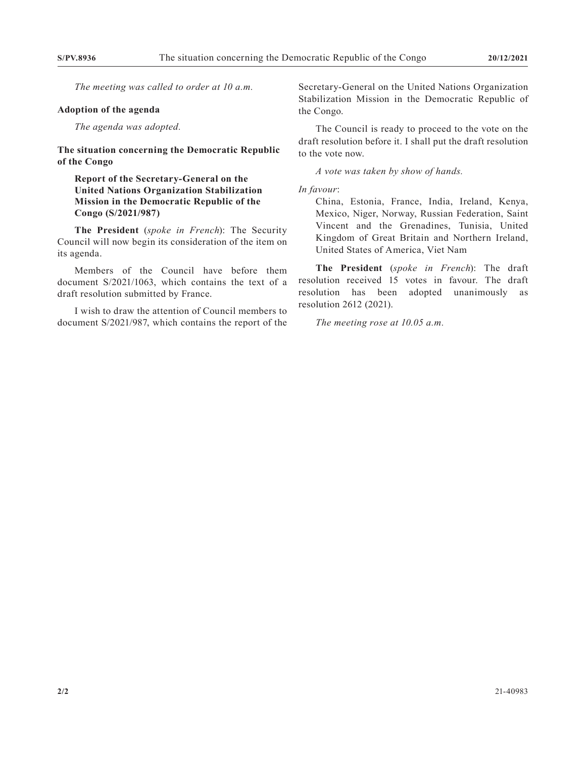*The meeting was called to order at 10 a.m.*

## Adoption of the agenda

*The agenda was adopted.*

## The situation concerning the Democratic Republic of the Congo

### Report of the Secretary-General on the United Nations Organization Stabilization Mission in the Democratic Republic of the Congo (S/2021/987)

**The President** (*spoke in French*): The Security Council will now begin its consideration of the item on its agenda.

Members of the Council have before them document S/2021/1063, which contains the text of a draft resolution submitted by France.

I wish to draw the attention of Council members to document S/2021/987, which contains the report of the Secretary-General on the United Nations Organization Stabilization Mission in the Democratic Republic of the Congo.

The Council is ready to proceed to the vote on the draft resolution before it. I shall put the draft resolution to the vote now.

*A vote was taken by show of hands.*

*In favour*:

China, Estonia, France, India, Ireland, Kenya, Mexico, Niger, Norway, Russian Federation, Saint Vincent and the Grenadines, Tunisia, United Kingdom of Great Britain and Northern Ireland, United States of America, Viet Nam

**The President** (*spoke in French*): The draft resolution received 15 votes in favour. The draft resolution has been adopted unanimously as resolution 2612 (2021).

*The meeting rose at 10.05 a.m.*